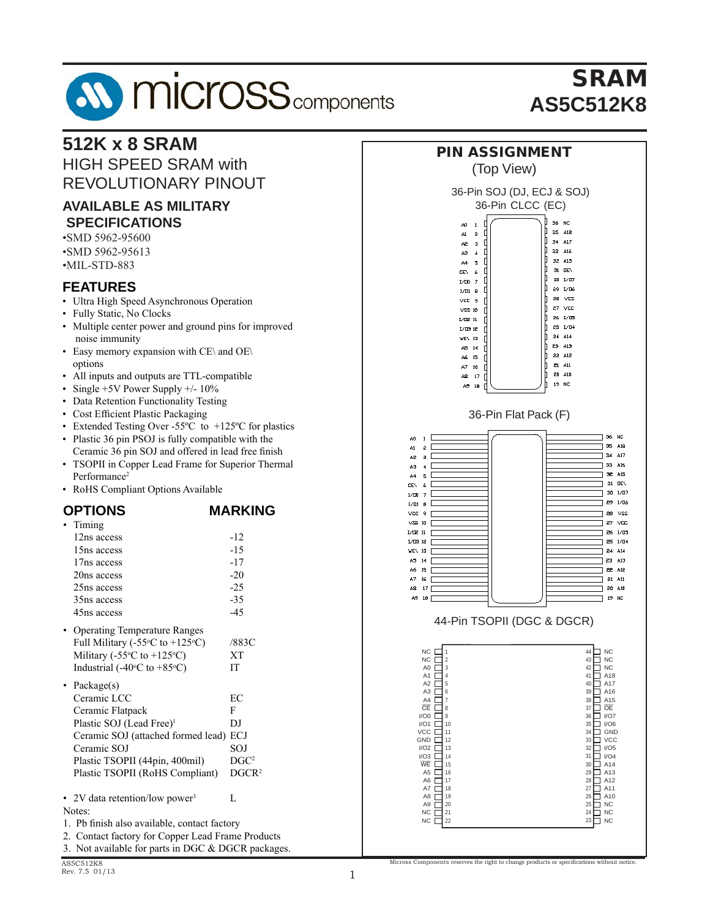# SRAM

# AS5C512K8

## 512K x 8 SRAM

HIGH SPEED SRAM with REVOLUTIONARY PINOUT

### AVAILABLE AS MILITARY SPECIFICATIONS

- •SMD 5962-95600
- •SMD 5962-95613
- •MIL-STD-883

### FEATURES

- Ultra High Speed Asynchronous Operation
- Fully Static, No Clocks
- Multiple center power and ground pins for improved noise immunity
- Easy memory expansion with CE\ and OE\ options
- All inputs and outputs are TTL-compatible
- Single +5V Power Supply +/- 10%
- Data Retention Functionality Testing
- Cost Efficient Plastic Packaging
- Extended Testing Over -55ºC to +125ºC for plastics
- Plastic 36 pin PSOJ is fully compatible with the Ceramic 36 pin SOJ and offered in lead free finish
- TSOPII in Copper Lead Frame for Superior Thermal Performance[2]
- RoHS Compliant Options Available

### OPTIONS / MARKING

| OPTIONS | MARKING |
|---|---|
| • Timing | |
| 12ns access | -12 |
| 15ns access | -15 |
| 17ns access | -17 |
| 20ns access | -20 |
| 25ns access | -25 |
| 35ns access | -35 |
| 45ns access | -45 |
| • Operating Temperature Ranges | |
| Full Military (-55ºC to +125ºC) | /883C |
| Military (-55ºC to +125ºC) | XT |
| Industrial (-40ºC to +85ºC) | IT |
| • Package(s) | |
| Ceramic LCC | EC |
| Ceramic Flatpack | F |
| Plastic SOJ (Lead Free)[1] | DJ |
| Ceramic SOJ (attached formed lead) | ECJ |
| Ceramic SOJ | SOJ |
| Plastic TSOPII (44pin, 400mil) | DGC[2] |
| Plastic TSOPII (RoHS Compliant) | DGCR[2] |
| • 2V data retention/low power[3] | L |

Notes:

1. Pb finish also available, contact factory
2. Contact factory for Copper Lead Frame Products
3. Not available for parts in DGC & DGCR packages.

## PIN ASSIGNMENT

(Top View)

### 36-Pin SOJ (DJ, ECJ & SOJ), 36-Pin CLCC (EC)

| Pin | Signal | Pin | Signal |
|---|---|---|---|
| 1 | A0 | 36 | NC |
| 2 | A1 | 35 | A18 |
| 3 | A2 | 34 | A17 |
| 4 | A3 | 33 | A16 |
| 5 | A4 | 32 | A15 |
| 6 | CE\ | 31 | OE\ |
| 7 | I/O0 | 30 | I/O7 |
| 8 | I/O1 | 29 | I/O6 |
| 9 | VCC | 28 | VSS |
| 10 | VSS | 27 | VCC |
| 11 | I/O2 | 26 | I/O5 |
| 12 | I/O3 | 25 | I/O4 |
| 13 | WE\ | 24 | A14 |
| 14 | A5 | 23 | A13 |
| 15 | A6 | 22 | A12 |
| 16 | A7 | 21 | A11 |
| 17 | A8 | 20 | A10 |
| 18 | A9 | 19 | NC |

### 36-Pin Flat Pack (F)

| Pin | Signal | Pin | Signal |
|---|---|---|---|
| 1 | A0 | 36 | NC |
| 2 | A1 | 35 | A18 |
| 3 | A2 | 34 | A17 |
| 4 | A3 | 33 | A16 |
| 5 | A4 | 32 | A15 |
| 6 | CE\ | 31 | OE\ |
| 7 | I/O0 | 30 | I/O7 |
| 8 | I/O1 | 29 | I/O6 |
| 9 | VCC | 28 | VSS |
| 10 | VSS | 27 | VCC |
| 11 | I/O2 | 26 | I/O5 |
| 12 | I/O3 | 25 | I/O4 |
| 13 | WE\ | 24 | A14 |
| 14 | A5 | 23 | A13 |
| 15 | A6 | 22 | A12 |
| 16 | A7 | 21 | A11 |
| 17 | A8 | 20 | A10 |
| 18 | A9 | 19 | NC |

### 44-Pin TSOPII (DGC & DGCR)

| Pin | Signal | Pin | Signal |
|---|---|---|---|
| 1 | NC | 44 | NC |
| 2 | NC | 43 | NC |
| 3 | A0 | 42 | NC |
| 4 | A1 | 41 | A18 |
| 5 | A2 | 40 | A17 |
| 6 | A3 | 39 | A16 |
| 7 | A4 | 38 | A15 |
| 8 | CE | 37 | OE |
| 9 | I/O0 | 36 | I/O7 |
| 10 | I/O1 | 35 | I/O6 |
| 11 | VCC | 34 | GND |
| 12 | GND | 33 | VCC |
| 13 | I/O2 | 32 | I/O5 |
| 14 | I/O3 | 31 | I/O4 |
| 15 | WE | 30 | A14 |
| 16 | A5 | 29 | A13 |
| 17 | A6 | 28 | A12 |
| 18 | A7 | 27 | A11 |
| 19 | A8 | 26 | A10 |
| 20 | A9 | 25 | NC |
| 21 | NC | 24 | NC |
| 22 | NC | 23 | NC |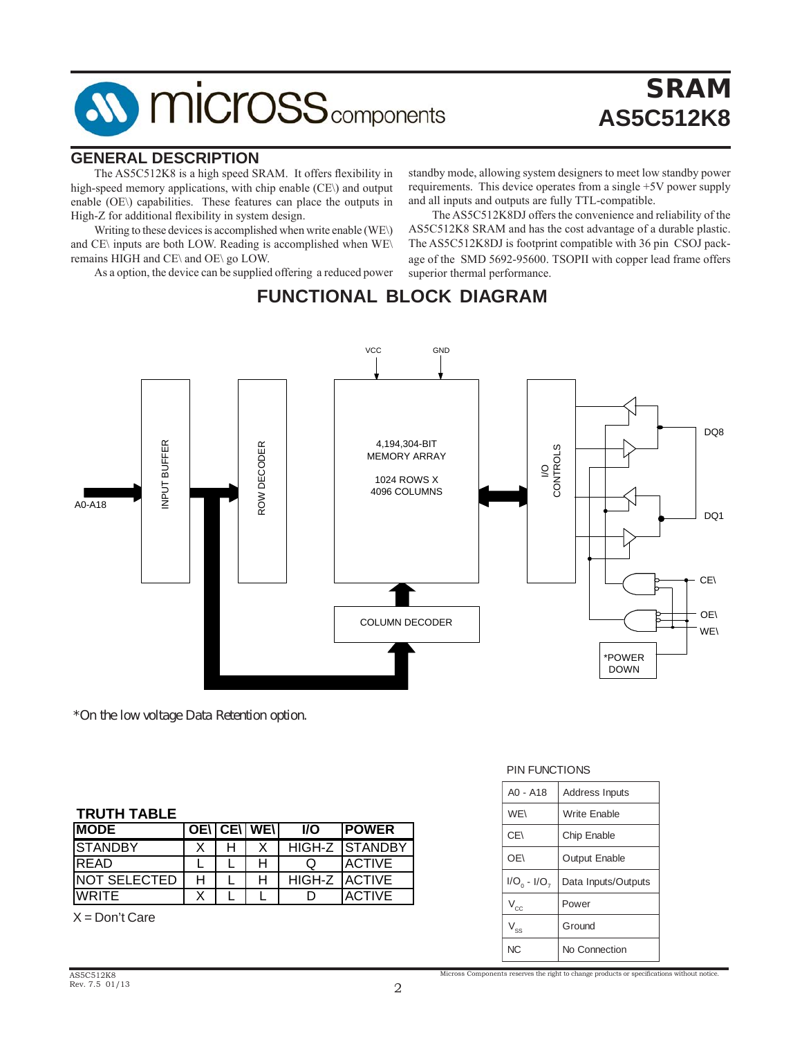# SRAM
## AS5C512K8

## GENERAL DESCRIPTION

The AS5C512K8 is a high speed SRAM. It offers flexibility in high-speed memory applications, with chip enable (CE\) and output enable (OE\) capabilities. These features can place the outputs in High-Z for additional flexibility in system design.

Writing to these devices is accomplished when write enable (WE\) and CE\ inputs are both LOW. Reading is accomplished when WE\ remains HIGH and CE\ and OE\ go LOW.

As a option, the device can be supplied offering a reduced power standby mode, allowing system designers to meet low standby power requirements. This device operates from a single +5V power supply and all inputs and outputs are fully TTL-compatible.

The AS5C512K8DJ offers the convenience and reliability of the AS5C512K8 SRAM and has the cost advantage of a durable plastic. The AS5C512K8DJ is footprint compatible with 36 pin CSOJ package of the SMD 5692-95600. TSOPII with copper lead frame offers superior thermal performance.

## FUNCTIONAL BLOCK DIAGRAM

VCC GND

A0-A18 → INPUT BUFFER → ROW DECODER → 4,194,304-BIT MEMORY ARRAY 1024 ROWS X 4096 COLUMNS ↔ I/O CONTROLS → DQ8 ... DQ1

COLUMN DECODER

CE\ OE\ WE\

*POWER DOWN

*On the low voltage Data Retention option.

### TRUTH TABLE

| MODE | OE\ | CE\ | WE\ | I/O | POWER |
|---|---|---|---|---|---|
| STANDBY | X | H | X | HIGH-Z | STANDBY |
| READ | L | L | H | Q | ACTIVE |
| NOT SELECTED | H | L | H | HIGH-Z | ACTIVE |
| WRITE | X | L | L | D | ACTIVE |

X = Don't Care

### PIN FUNCTIONS

| Pin | Function |
|---|---|
| A0 - A18 | Address Inputs |
| WE\ | Write Enable |
| CE\ | Chip Enable |
| OE\ | Output Enable |
| $I/O_0$ - $I/O_7$ | Data Inputs/Outputs |
| $V_{CC}$ | Power |
| $V_{SS}$ | Ground |
| NC | No Connection |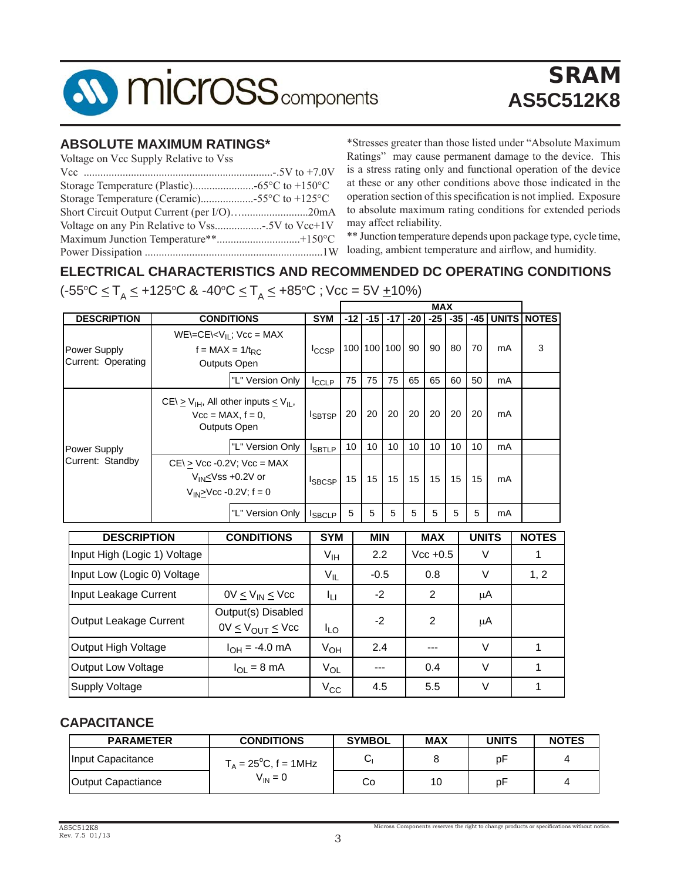## ABSOLUTE MAXIMUM RATINGS*

Voltage on Vcc Supply Relative to Vss

Vcc ....................................................................-.5V to +7.0V

Storage Temperature (Plastic).......................-65°C to +150°C

Storage Temperature (Ceramic)...................-55°C to +125°C

Short Circuit Output Current (per I/O)….........................20mA

Voltage on any Pin Relative to Vss.................-.5V to Vcc+1V

Maximum Junction Temperature**..............................+150°C

Power Dissipation ................................................................1W

*Stresses greater than those listed under "Absolute Maximum Ratings" may cause permanent damage to the device. This is a stress rating only and functional operation of the device at these or any other conditions above those indicated in the operation section of this specification is not implied. Exposure to absolute maximum rating conditions for extended periods may affect reliability.

** Junction temperature depends upon package type, cycle time, loading, ambient temperature and airflow, and humidity.

## ELECTRICAL CHARACTERISTICS AND RECOMMENDED DC OPERATING CONDITIONS

(-55°C ≤ $T_A$ ≤ +125°C & -40°C ≤ $T_A$ ≤ +85°C ; Vcc = 5V ±10%)

| DESCRIPTION | CONDITIONS | | SYM | MAX | | | | | | | UNITS | NOTES |
|---|---|---|---|---|---|---|---|---|---|---|---|---|
| | | | | -12 | -15 | -17 | -20 | -25 | -35 | -45 | | |
| Power Supply Current: Operating | WE\=CE\<$V_{IL}$; Vcc = MAX<br>f = MAX = 1/$t_{RC}$<br>Outputs Open | | $I_{CCSP}$ | 100 | 100 | 100 | 90 | 90 | 80 | 70 | mA | 3 |
| | | "L" Version Only | $I_{CCLP}$ | 75 | 75 | 75 | 65 | 65 | 60 | 50 | mA | |
| Power Supply Current: Standby | CE\ ≥ $V_{IH}$, All other inputs ≤ $V_{IL}$,<br>Vcc = MAX, f = 0,<br>Outputs Open | | $I_{SBTSP}$ | 20 | 20 | 20 | 20 | 20 | 20 | 20 | mA | |
| | | "L" Version Only | $I_{SBTLP}$ | 10 | 10 | 10 | 10 | 10 | 10 | 10 | mA | |
| | CE\ ≥ Vcc -0.2V; Vcc = MAX<br>$V_{IN}$≤Vss +0.2V or<br>$V_{IN}$≥Vcc -0.2V; f = 0 | | $I_{SBCSP}$ | 15 | 15 | 15 | 15 | 15 | 15 | 15 | mA | |
| | | "L" Version Only | $I_{SBCLP}$ | 5 | 5 | 5 | 5 | 5 | 5 | 5 | mA | |

| DESCRIPTION | CONDITIONS | SYM | MIN | MAX | UNITS | NOTES |
|---|---|---|---|---|---|---|
| Input High (Logic 1) Voltage | | $V_{IH}$ | 2.2 | Vcc +0.5 | V | 1 |
| Input Low (Logic 0) Voltage | | $V_{IL}$ | -0.5 | 0.8 | V | 1, 2 |
| Input Leakage Current | 0V ≤ $V_{IN}$ ≤ Vcc | $I_{LI}$ | -2 | 2 | µA | |
| Output Leakage Current | Output(s) Disabled<br>0V ≤ $V_{OUT}$ ≤ Vcc | $I_{LO}$ | -2 | 2 | µA | |
| Output High Voltage | $I_{OH}$ = -4.0 mA | $V_{OH}$ | 2.4 | --- | V | 1 |
| Output Low Voltage | $I_{OL}$ = 8 mA | $V_{OL}$ | --- | 0.4 | V | 1 |
| Supply Voltage | | $V_{CC}$ | 4.5 | 5.5 | V | 1 |

## CAPACITANCE

| PARAMETER | CONDITIONS | SYMBOL | MAX | UNITS | NOTES |
|---|---|---|---|---|---|
| Input Capacitance | $T_A$ = 25°C, f = 1MHz<br>$V_{IN}$ = 0 | $C_I$ | 8 | pF | 4 |
| Output Capactiance | | Co | 10 | pF | 4 |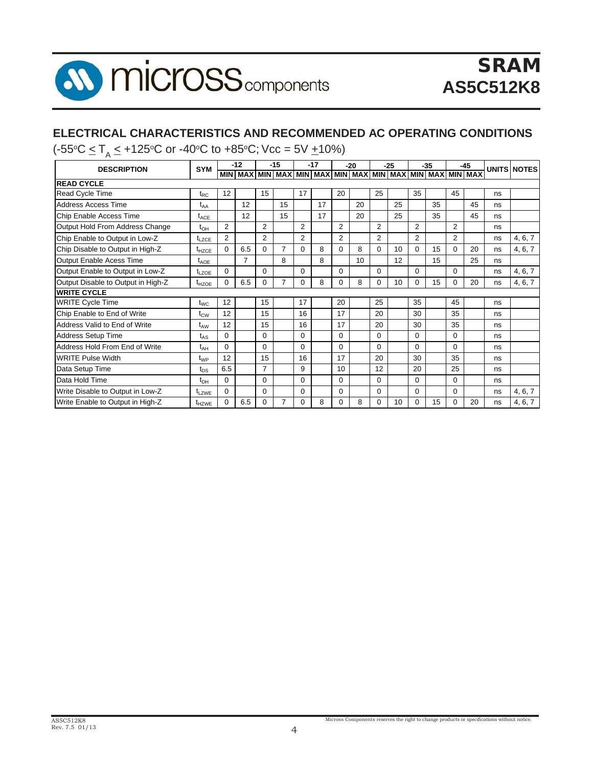## ELECTRICAL CHARACTERISTICS AND RECOMMENDED AC OPERATING CONDITIONS

(-55°C ≤ $T_A$ ≤ +125°C or -40°C to +85°C; Vcc = 5V ±10%)

| DESCRIPTION | SYM | -12 | | -15 | | -17 | | -20 | | -25 | | -35 | | -45 | | UNITS | NOTES |
|---|---|---|---|---|---|---|---|---|---|---|---|---|---|---|---|---|---|
| | | MIN | MAX | MIN | MAX | MIN | MAX | MIN | MAX | MIN | MAX | MIN | MAX | MIN | MAX | | |
| **READ CYCLE** | | | | | | | | | | | | | | | | | |
| Read Cycle Time | $t_{RC}$ | 12 | | 15 | | 17 | | 20 | | 25 | | 35 | | 45 | | ns | |
| Address Access Time | $t_{AA}$ | | 12 | | 15 | | 17 | | 20 | | 25 | | 35 | | 45 | ns | |
| Chip Enable Access Time | $t_{ACE}$ | | 12 | | 15 | | 17 | | 20 | | 25 | | 35 | | 45 | ns | |
| Output Hold From Address Change | $t_{OH}$ | 2 | | 2 | | 2 | | 2 | | 2 | | 2 | | 2 | | ns | |
| Chip Enable to Output in Low-Z | $t_{LZCE}$ | 2 | | 2 | | 2 | | 2 | | 2 | | 2 | | 2 | | ns | 4, 6, 7 |
| Chip Disable to Output in High-Z | $t_{HZCE}$ | 0 | 6.5 | 0 | 7 | 0 | 8 | 0 | 8 | 0 | 10 | 0 | 15 | 0 | 20 | ns | 4, 6, 7 |
| Output Enable Acess Time | $t_{AOE}$ | | 7 | | 8 | | 8 | | 10 | | 12 | | 15 | | 25 | ns | |
| Output Enable to Output in Low-Z | $t_{LZOE}$ | 0 | | 0 | | 0 | | 0 | | 0 | | 0 | | 0 | | ns | 4, 6, 7 |
| Output Disable to Output in High-Z | $t_{HZOE}$ | 0 | 6.5 | 0 | 7 | 0 | 8 | 0 | 8 | 0 | 10 | 0 | 15 | 0 | 20 | ns | 4, 6, 7 |
| **WRITE CYCLE** | | | | | | | | | | | | | | | | | |
| WRITE Cycle Time | $t_{WC}$ | 12 | | 15 | | 17 | | 20 | | 25 | | 35 | | 45 | | ns | |
| Chip Enable to End of Write | $t_{CW}$ | 12 | | 15 | | 16 | | 17 | | 20 | | 30 | | 35 | | ns | |
| Address Valid to End of Write | $t_{AW}$ | 12 | | 15 | | 16 | | 17 | | 20 | | 30 | | 35 | | ns | |
| Address Setup Time | $t_{AS}$ | 0 | | 0 | | 0 | | 0 | | 0 | | 0 | | 0 | | ns | |
| Address Hold From End of Write | $t_{AH}$ | 0 | | 0 | | 0 | | 0 | | 0 | | 0 | | 0 | | ns | |
| WRITE Pulse Width | $t_{WP}$ | 12 | | 15 | | 16 | | 17 | | 20 | | 30 | | 35 | | ns | |
| Data Setup Time | $t_{DS}$ | 6.5 | | 7 | | 9 | | 10 | | 12 | | 20 | | 25 | | ns | |
| Data Hold Time | $t_{DH}$ | 0 | | 0 | | 0 | | 0 | | 0 | | 0 | | 0 | | ns | |
| Write Disable to Output in Low-Z | $t_{LZWE}$ | 0 | | 0 | | 0 | | 0 | | 0 | | 0 | | 0 | | ns | 4, 6, 7 |
| Write Enable to Output in High-Z | $t_{HZWE}$ | 0 | 6.5 | 0 | 7 | 0 | 8 | 0 | 8 | 0 | 10 | 0 | 15 | 0 | 20 | ns | 4, 6, 7 |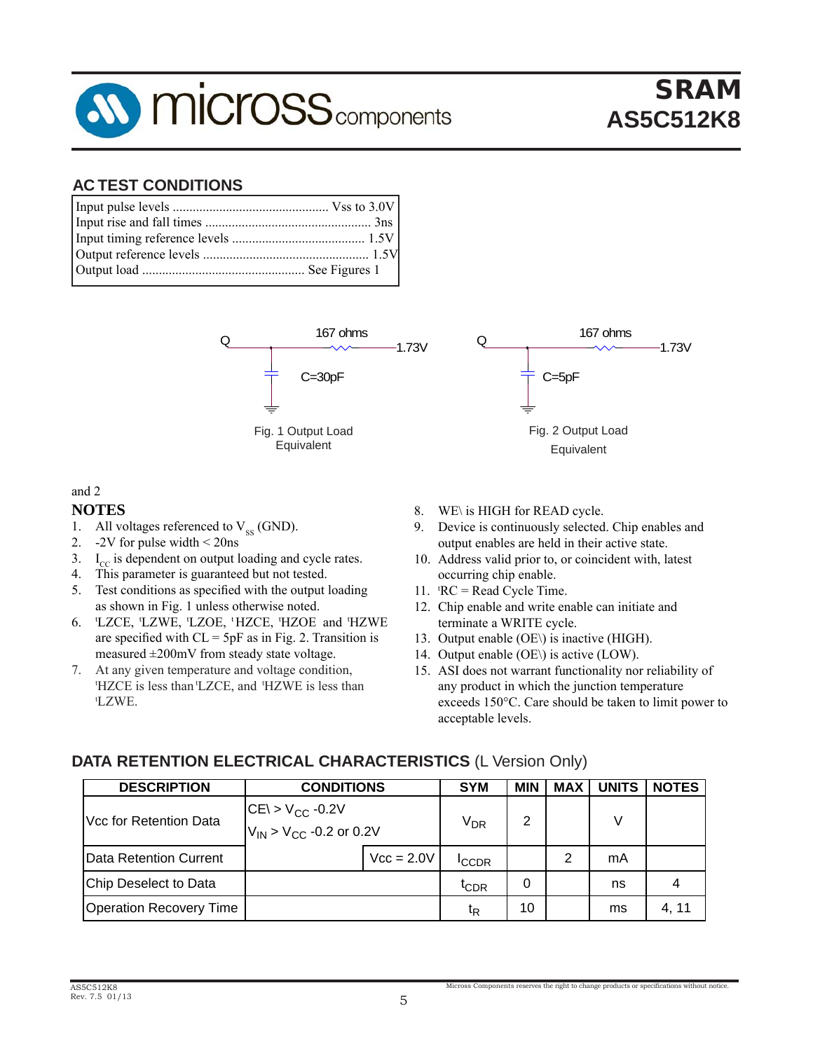## AC TEST CONDITIONS

| | |
|---|---|
| Input pulse levels | Vss to 3.0V |
| Input rise and fall times | 3ns |
| Input timing reference levels | 1.5V |
| Output reference levels | 1.5V |
| Output load | See Figures 1 and 2 |

Q — 167 ohms — 1.73V, C=30pF

Fig. 1 Output Load Equivalent

Q — 167 ohms — 1.73V, C=5pF

Fig. 2 Output Load Equivalent

## NOTES

1. All voltages referenced to $V_{SS}$ (GND).
2. -2V for pulse width < 20ns
3. $I_{CC}$ is dependent on output loading and cycle rates.
4. This parameter is guaranteed but not tested.
5. Test conditions as specified with the output loading as shown in Fig. 1 unless otherwise noted.
6. $^{t}$LZCE, $^{t}$LZWE, $^{t}$LZOE, $^{t}$HZCE, $^{t}$HZOE and $^{t}$HZWE are specified with CL = 5pF as in Fig. 2. Transition is measured ±200mV from steady state voltage.
7. At any given temperature and voltage condition, $^{t}$HZCE is less than $^{t}$LZCE, and $^{t}$HZWE is less than $^{t}$LZWE.
8. WE\ is HIGH for READ cycle.
9. Device is continuously selected. Chip enables and output enables are held in their active state.
10. Address valid prior to, or coincident with, latest occurring chip enable.
11. $^{t}$RC = Read Cycle Time.
12. Chip enable and write enable can initiate and terminate a WRITE cycle.
13. Output enable (OE\) is inactive (HIGH).
14. Output enable (OE\) is active (LOW).
15. ASI does not warrant functionality nor reliability of any product in which the junction temperature exceeds 150°C. Care should be taken to limit power to acceptable levels.

## DATA RETENTION ELECTRICAL CHARACTERISTICS (L Version Only)

| DESCRIPTION | CONDITIONS | | SYM | MIN | MAX | UNITS | NOTES |
|---|---|---|---|---|---|---|---|
| Vcc for Retention Data | CE\ > $V_{CC}$ -0.2V<br>$V_{IN}$ > $V_{CC}$ -0.2 or 0.2V | | $V_{DR}$ | 2 | | V | |
| Data Retention Current | | Vcc = 2.0V | $I_{CCDR}$ | | 2 | mA | |
| Chip Deselect to Data | | | $t_{CDR}$ | 0 | | ns | 4 |
| Operation Recovery Time | | | $t_R$ | 10 | | ms | 4, 11 |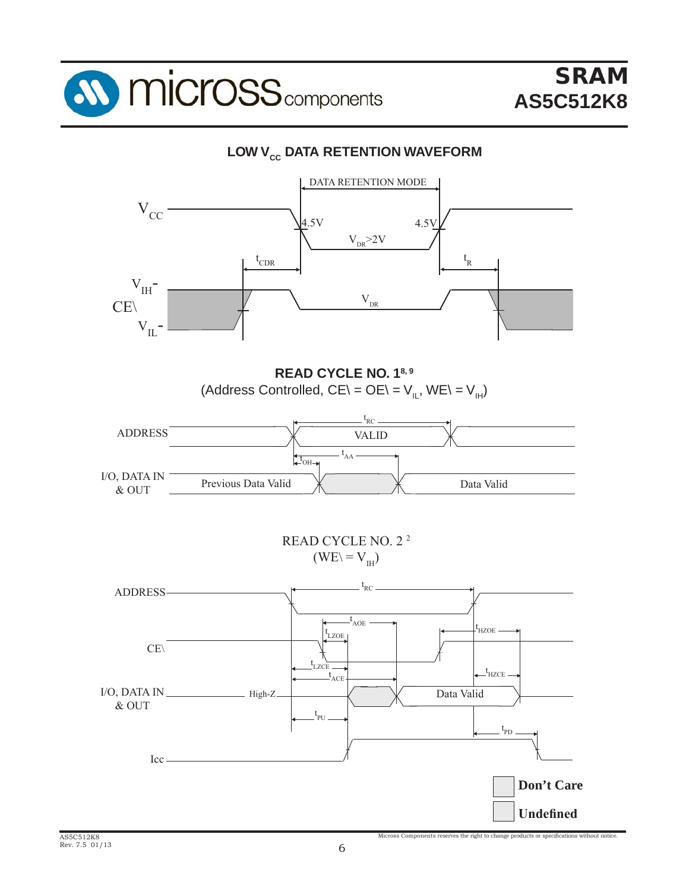## LOW $V_{CC}$ DATA RETENTION WAVEFORM

DATA RETENTION MODE

$V_{CC}$

4.5V

4.5V

$V_{DR}$>2V

$t_{CDR}$

$t_R$

$V_{IH}$

CE\

$V_{IL}$

$V_{DR}$

## READ CYCLE NO. 1[8, 9]

(Address Controlled, CE\ = OE\ = $V_{IL}$, WE\ = $V_{IH}$)

ADDRESS

$t_{RC}$

VALID

$t_{AA}$

$t_{OH}$

I/O, DATA IN & OUT

Previous Data Valid

Data Valid

## READ CYCLE NO. 2[2]

(WE\ = $V_{IH}$)

ADDRESS

$t_{RC}$

$t_{AOE}$

$t_{LZOE}$

$t_{HZOE}$

CE\

$t_{LZCE}$

$t_{ACE}$

$t_{HZCE}$

I/O, DATA IN & OUT

High-Z

Data Valid

$t_{PU}$

$t_{PD}$

Icc

**Don't Care**

**Undefined**

Micross Components reserves the right to change products or specifications without notice.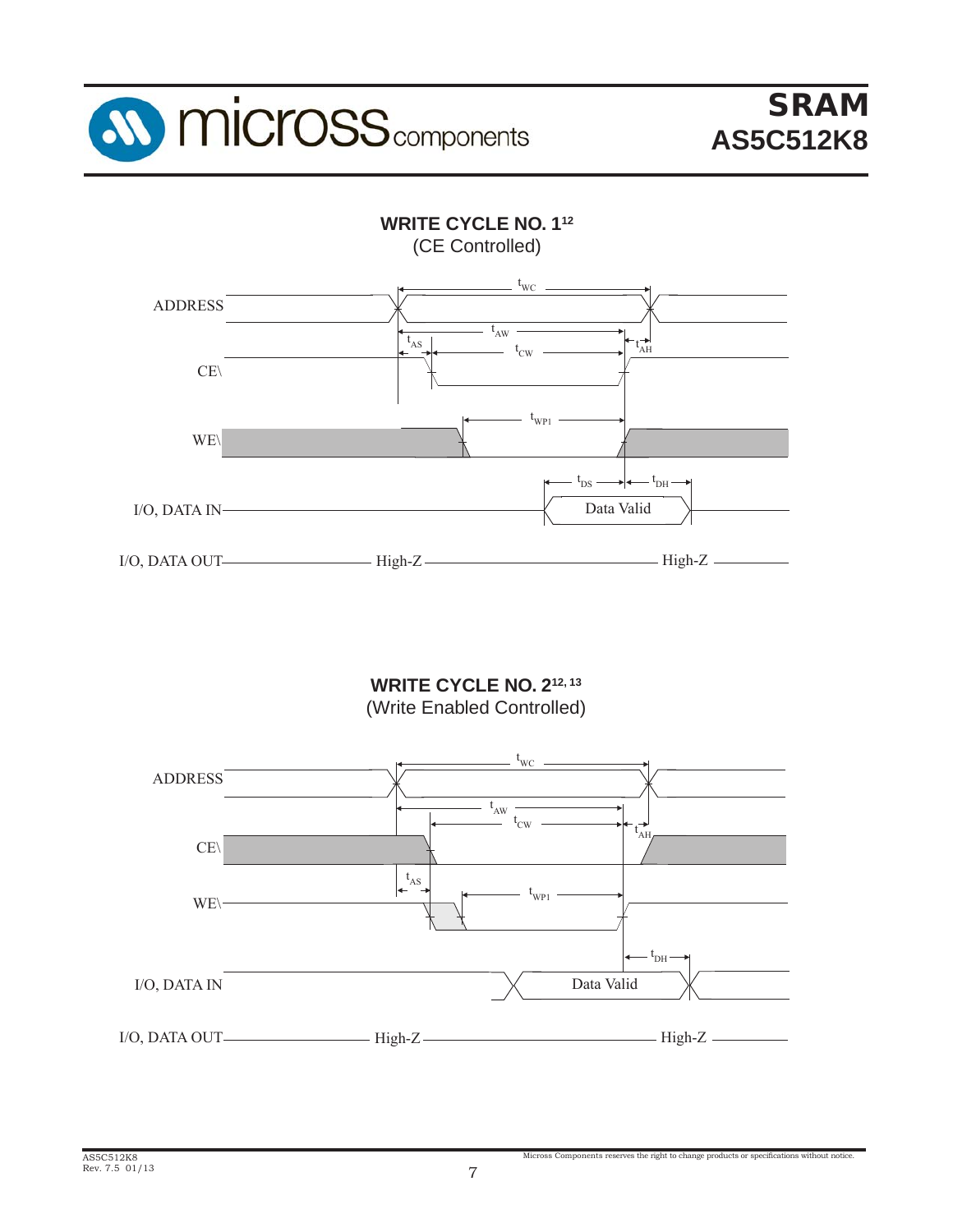## WRITE CYCLE NO. 1[12]

(CE Controlled)

ADDRESS

$t_{WC}$

$t_{AW}$

$t_{AS}$

$t_{CW}$

$t_{AH}$

CE\

WE\

$t_{WP1}$

$t_{DS}$

$t_{DH}$

I/O, DATA IN

Data Valid

I/O, DATA OUT — High-Z — High-Z

## WRITE CYCLE NO. 2[12, 13]

(Write Enabled Controlled)

ADDRESS

$t_{WC}$

$t_{AW}$

$t_{CW}$

$t_{AH}$

CE\

$t_{AS}$

WE\

$t_{WP1}$

$t_{DH}$

I/O, DATA IN

Data Valid

I/O, DATA OUT — High-Z — High-Z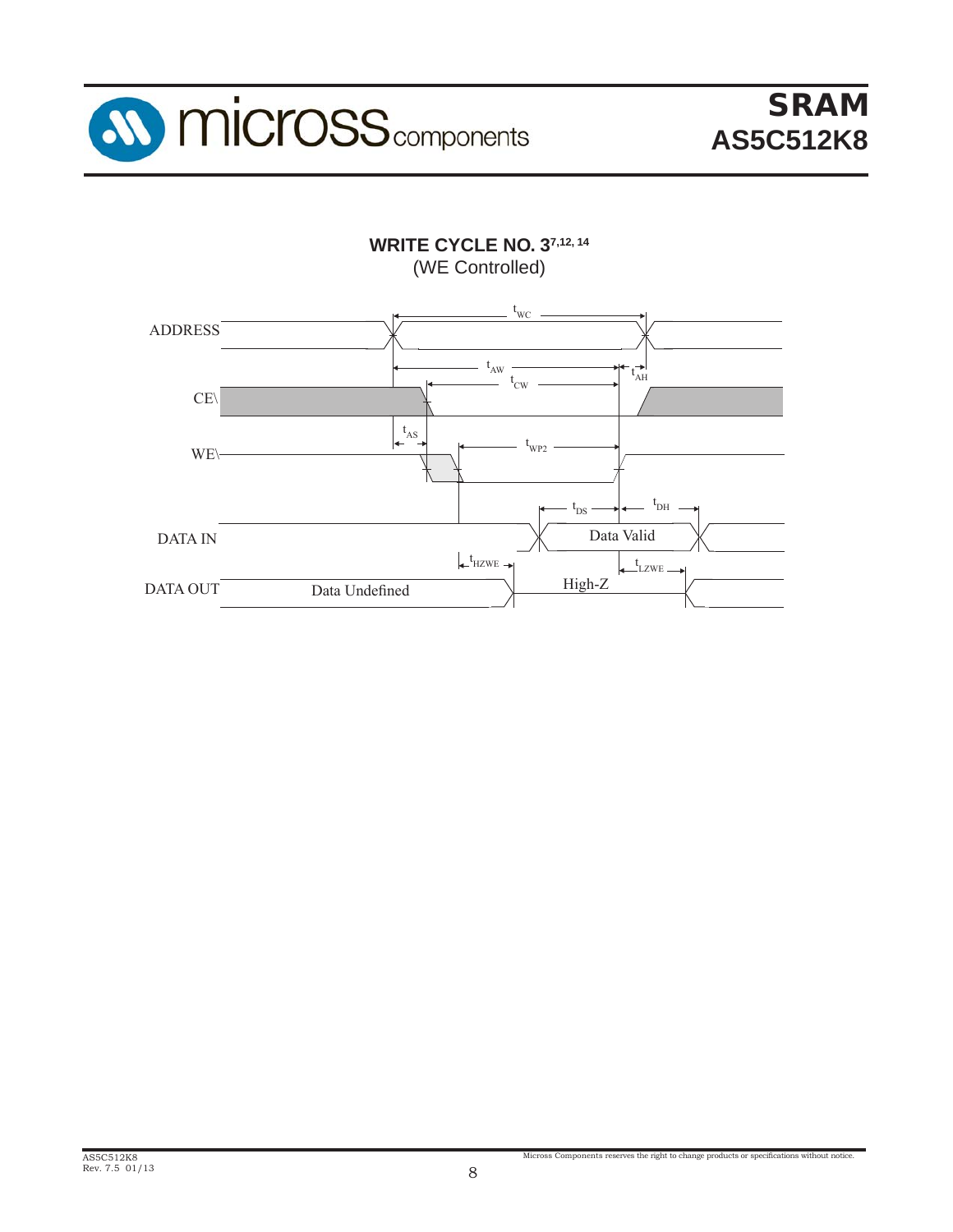## WRITE CYCLE NO. 3[7,12,14]

(WE Controlled)

ADDRESS

$t_{WC}$

$t_{AW}$ $t_{AH}$

$t_{CW}$

CE\

$t_{AS}$

$t_{WP2}$

WE\

$t_{DS}$ $t_{DH}$

DATA IN

Data Valid

$t_{HZWE}$ $t_{LZWE}$

DATA OUT

Data Undefined

High-Z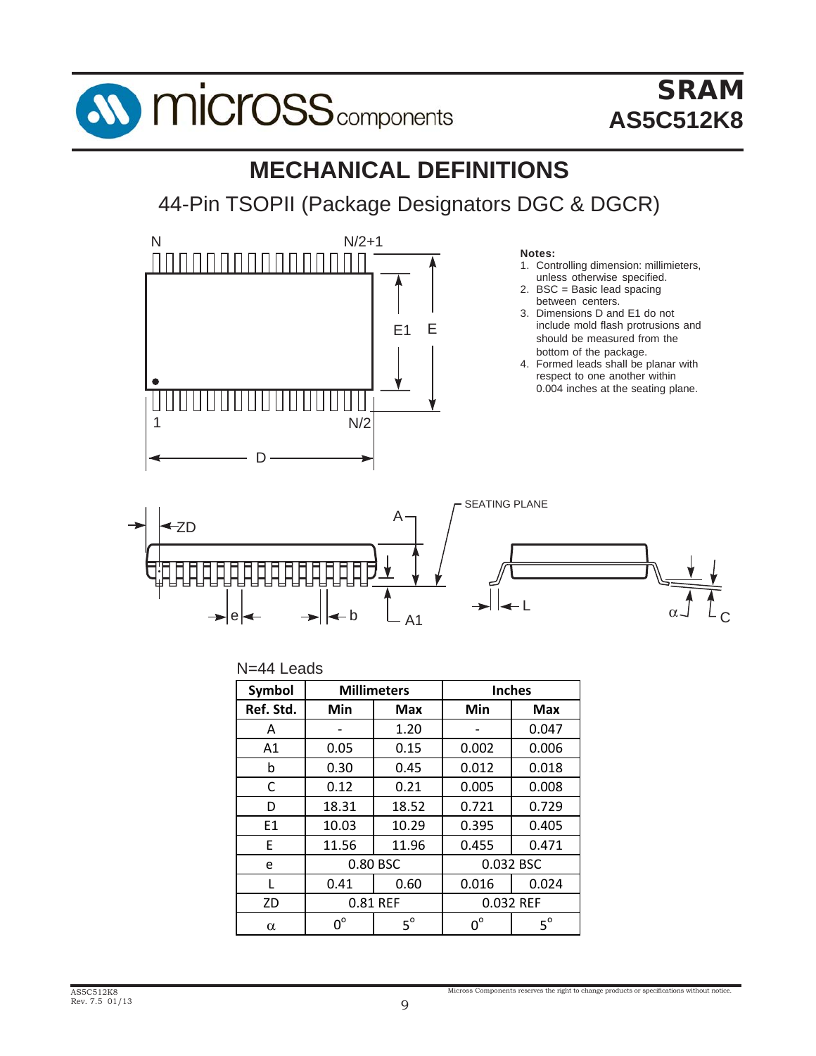# MECHANICAL DEFINITIONS

## 44-Pin TSOPII (Package Designators DGC & DGCR)

**Notes:**

1. Controlling dimension: millimieters, unless otherwise specified.
2. BSC = Basic lead spacing between centers.
3. Dimensions D and E1 do not include mold flash protrusions and should be measured from the bottom of the package.
4. Formed leads shall be planar with respect to one another within 0.004 inches at the seating plane.

N=44 Leads

| Symbol | Millimeters | | Inches | |
|---|---|---|---|---|
| Ref. Std. | Min | Max | Min | Max |
| A | - | 1.20 | - | 0.047 |
| A1 | 0.05 | 0.15 | 0.002 | 0.006 |
| b | 0.30 | 0.45 | 0.012 | 0.018 |
| C | 0.12 | 0.21 | 0.005 | 0.008 |
| D | 18.31 | 18.52 | 0.721 | 0.729 |
| E1 | 10.03 | 10.29 | 0.395 | 0.405 |
| E | 11.56 | 11.96 | 0.455 | 0.471 |
| e | 0.80 BSC | | 0.032 BSC | |
| L | 0.41 | 0.60 | 0.016 | 0.024 |
| ZD | 0.81 REF | | 0.032 REF | |
| α | 0° | 5° | 0° | 5° |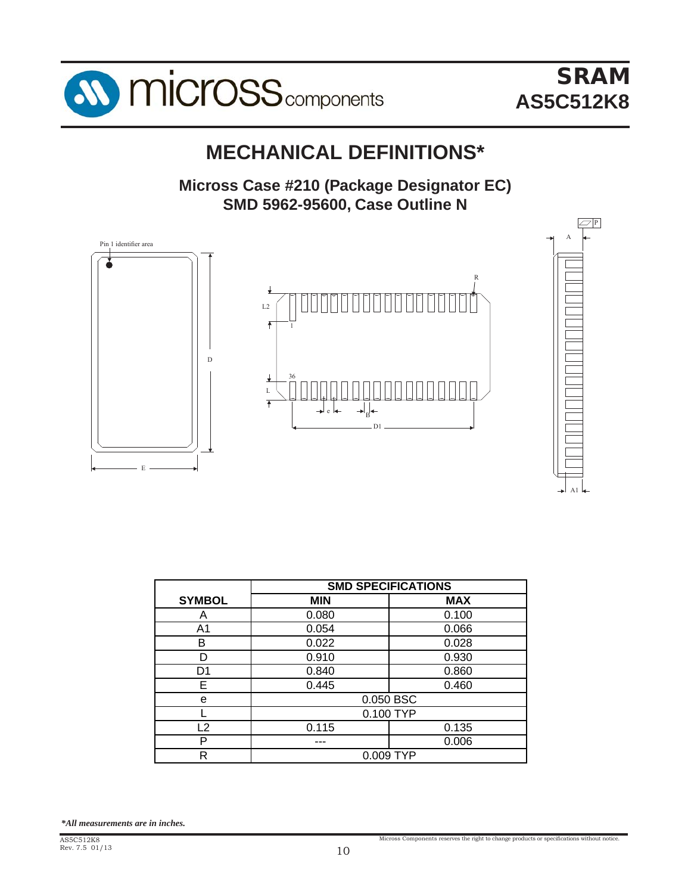# MECHANICAL DEFINITIONS*

## Micross Case #210 (Package Designator EC)
## SMD 5962-95600, Case Outline N

| SYMBOL | SMD SPECIFICATIONS | |
|---|---|---|
| | MIN | MAX |
| A | 0.080 | 0.100 |
| A1 | 0.054 | 0.066 |
| B | 0.022 | 0.028 |
| D | 0.910 | 0.930 |
| D1 | 0.840 | 0.860 |
| E | 0.445 | 0.460 |
| e | 0.050 BSC | |
| L | 0.100 TYP | |
| L2 | 0.115 | 0.135 |
| P | --- | 0.006 |
| R | 0.009 TYP | |

*\*All measurements are in inches.*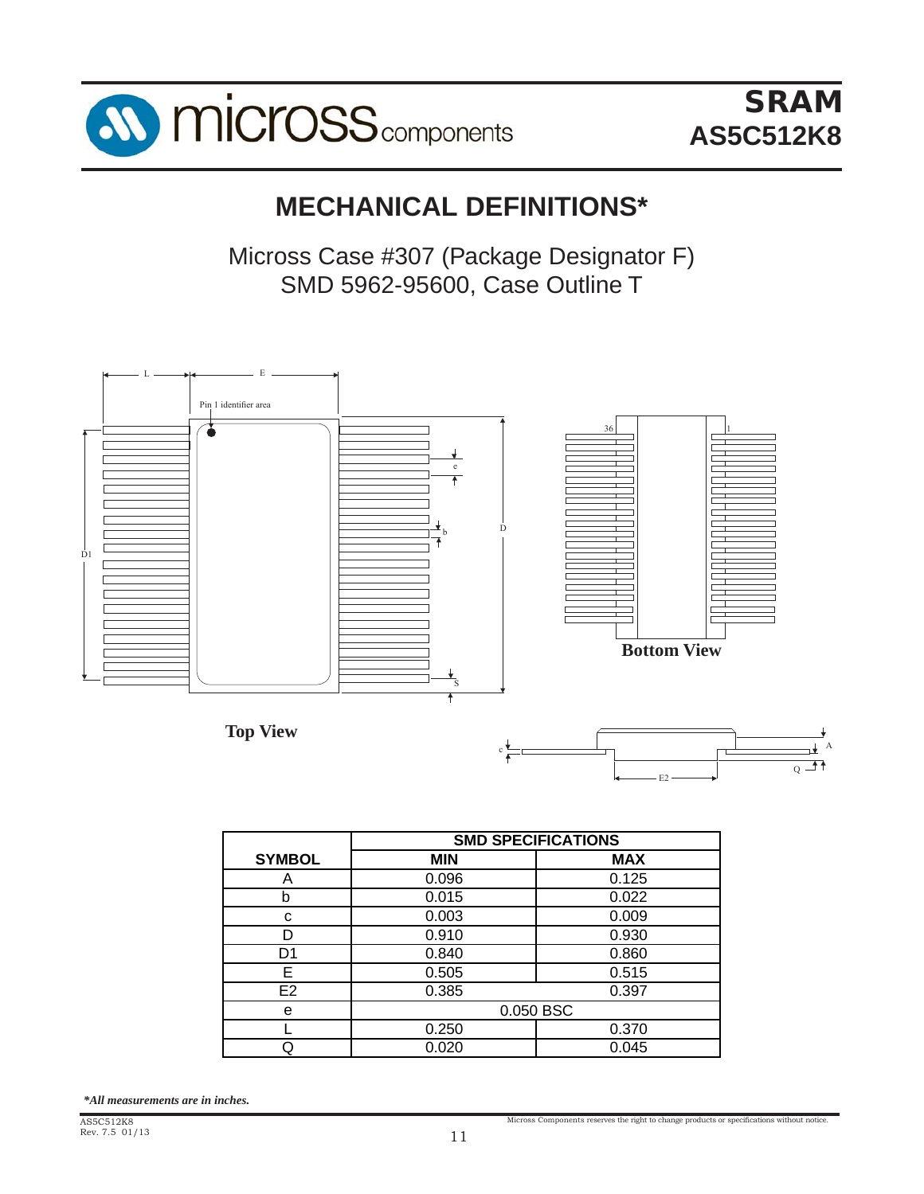# MECHANICAL DEFINITIONS*

Micross Case #307 (Package Designator F)
SMD 5962-95600, Case Outline T

Top View

Bottom View

| SYMBOL | SMD SPECIFICATIONS | |
|---|---|---|
| | MIN | MAX |
| A | 0.096 | 0.125 |
| b | 0.015 | 0.022 |
| c | 0.003 | 0.009 |
| D | 0.910 | 0.930 |
| D1 | 0.840 | 0.860 |
| E | 0.505 | 0.515 |
| E2 | 0.385 | 0.397 |
| e | 0.050 BSC | |
| L | 0.250 | 0.370 |
| Q | 0.020 | 0.045 |

***All measurements are in inches.***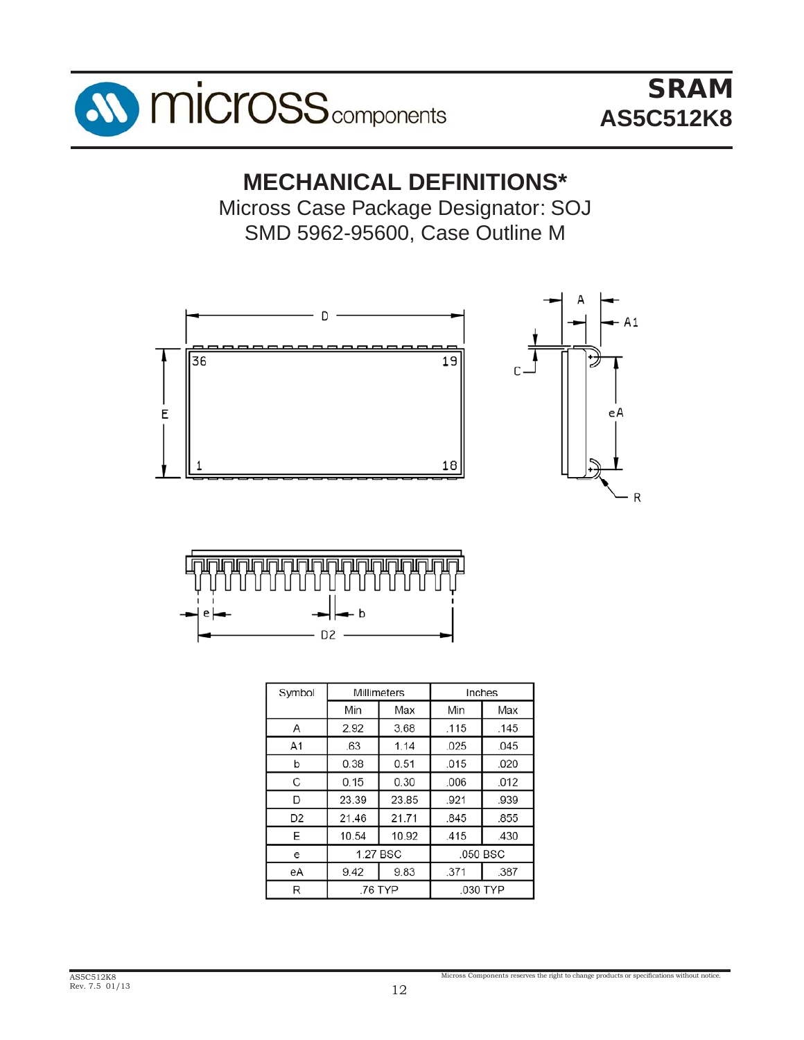# MECHANICAL DEFINITIONS*

Micross Case Package Designator: SOJ
SMD 5962-95600, Case Outline M

| Symbol | Millimeters | | Inches | |
|---|---|---|---|---|
| | Min | Max | Min | Max |
| A | 2.92 | 3.68 | .115 | .145 |
| A1 | .63 | 1.14 | .025 | .045 |
| b | 0.38 | 0.51 | .015 | .020 |
| C | 0.15 | 0.30 | .006 | .012 |
| D | 23.39 | 23.85 | .921 | .939 |
| D2 | 21.46 | 21.71 | .845 | .855 |
| E | 10.54 | 10.92 | .415 | .430 |
| e | 1.27 BSC | | .050 BSC | |
| eA | 9.42 | 9.83 | .371 | .387 |
| R | .76 TYP | | .030 TYP | |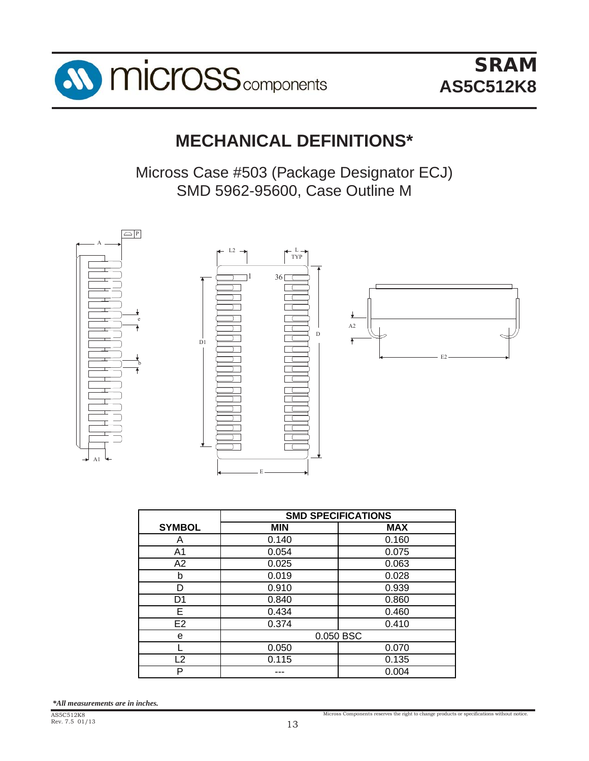# MECHANICAL DEFINITIONS*

Micross Case #503 (Package Designator ECJ)
SMD 5962-95600, Case Outline M

| SYMBOL | SMD SPECIFICATIONS | |
|---|---|---|
| | MIN | MAX |
| A | 0.140 | 0.160 |
| A1 | 0.054 | 0.075 |
| A2 | 0.025 | 0.063 |
| b | 0.019 | 0.028 |
| D | 0.910 | 0.939 |
| D1 | 0.840 | 0.860 |
| E | 0.434 | 0.460 |
| E2 | 0.374 | 0.410 |
| e | 0.050 BSC | |
| L | 0.050 | 0.070 |
| L2 | 0.115 | 0.135 |
| P | --- | 0.004 |

*\*All measurements are in inches.*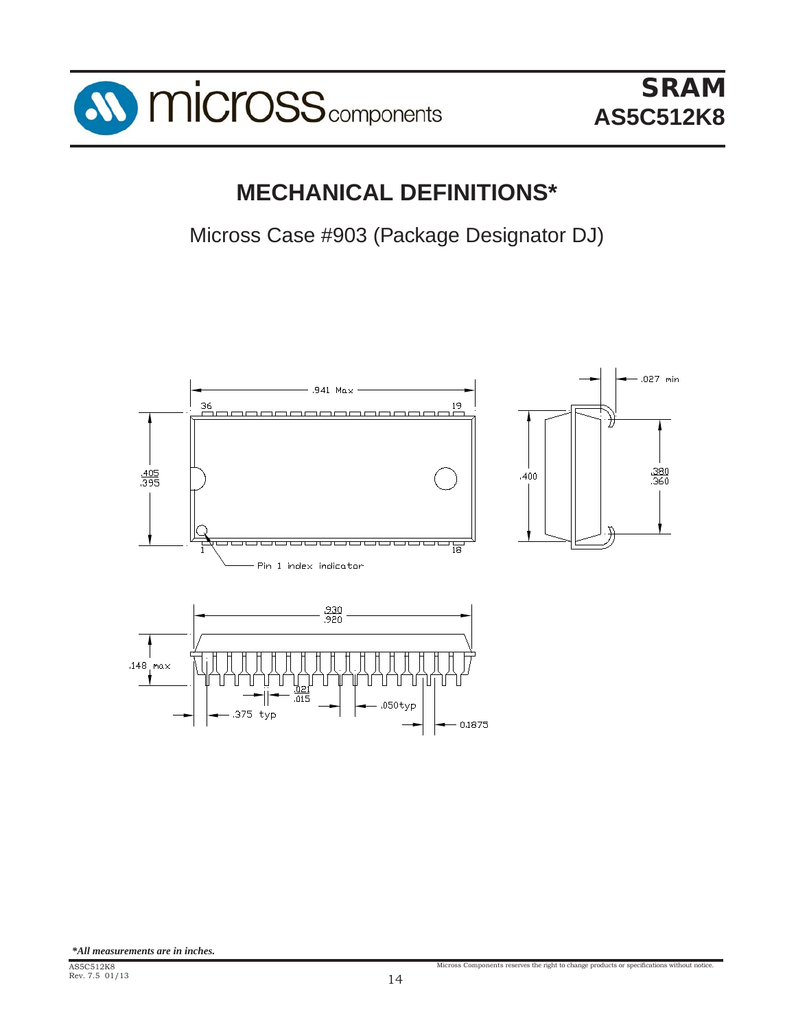# MECHANICAL DEFINITIONS*

Micross Case #903 (Package Designator DJ)

.941 Max

36 19

.405
.395

.400

.380
.360

.027 min

1 18

Pin 1 index indicator

.930
.920

.148 max

.021
.015

.050typ

.375 typ

0.1875

*All measurements are in inches.*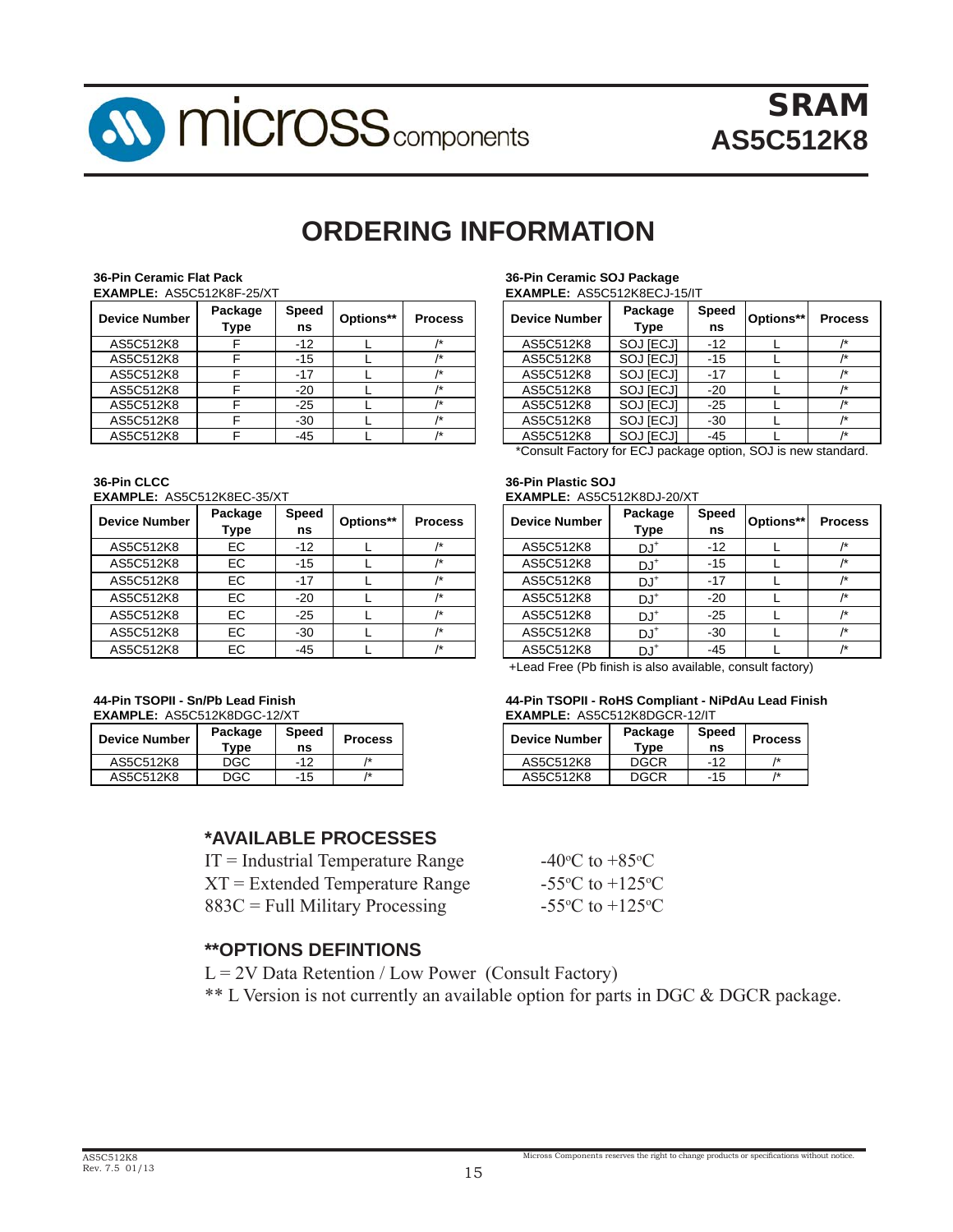# ORDERING INFORMATION

**36-Pin Ceramic Flat Pack**
**EXAMPLE:** AS5C512K8F-25/XT

| Device Number | Package Type | Speed ns | Options** | Process |
|---|---|---|---|---|
| AS5C512K8 | F | -12 | L | /* |
| AS5C512K8 | F | -15 | L | /* |
| AS5C512K8 | F | -17 | L | /* |
| AS5C512K8 | F | -20 | L | /* |
| AS5C512K8 | F | -25 | L | /* |
| AS5C512K8 | F | -30 | L | /* |
| AS5C512K8 | F | -45 | L | /* |

**36-Pin Ceramic SOJ Package**
**EXAMPLE:** AS5C512K8ECJ-15/IT

| Device Number | Package Type | Speed ns | Options** | Process |
|---|---|---|---|---|
| AS5C512K8 | SOJ [ECJ] | -12 | L | /* |
| AS5C512K8 | SOJ [ECJ] | -15 | L | /* |
| AS5C512K8 | SOJ [ECJ] | -17 | L | /* |
| AS5C512K8 | SOJ [ECJ] | -20 | L | /* |
| AS5C512K8 | SOJ [ECJ] | -25 | L | /* |
| AS5C512K8 | SOJ [ECJ] | -30 | L | /* |
| AS5C512K8 | SOJ [ECJ] | -45 | L | /* |

*Consult Factory for ECJ package option, SOJ is new standard.

**36-Pin CLCC**
**EXAMPLE:** AS5C512K8EC-35/XT

| Device Number | Package Type | Speed ns | Options** | Process |
|---|---|---|---|---|
| AS5C512K8 | EC | -12 | L | /* |
| AS5C512K8 | EC | -15 | L | /* |
| AS5C512K8 | EC | -17 | L | /* |
| AS5C512K8 | EC | -20 | L | /* |
| AS5C512K8 | EC | -25 | L | /* |
| AS5C512K8 | EC | -30 | L | /* |
| AS5C512K8 | EC | -45 | L | /* |

**36-Pin Plastic SOJ**
**EXAMPLE:** AS5C512K8DJ-20/XT

| Device Number | Package Type | Speed ns | Options** | Process |
|---|---|---|---|---|
| AS5C512K8 | DJ+ | -12 | L | /* |
| AS5C512K8 | DJ+ | -15 | L | /* |
| AS5C512K8 | DJ+ | -17 | L | /* |
| AS5C512K8 | DJ+ | -20 | L | /* |
| AS5C512K8 | DJ+ | -25 | L | /* |
| AS5C512K8 | DJ+ | -30 | L | /* |
| AS5C512K8 | DJ+ | -45 | L | /* |

+Lead Free (Pb finish is also available, consult factory)

**44-Pin TSOPII - Sn/Pb Lead Finish**
**EXAMPLE:** AS5C512K8DGC-12/XT

| Device Number | Package Type | Speed ns | Process |
|---|---|---|---|
| AS5C512K8 | DGC | -12 | /* |
| AS5C512K8 | DGC | -15 | /* |

**44-Pin TSOPII - RoHS Compliant - NiPdAu Lead Finish**
**EXAMPLE:** AS5C512K8DGCR-12/IT

| Device Number | Package Type | Speed ns | Process |
|---|---|---|---|
| AS5C512K8 | DGCR | -12 | /* |
| AS5C512K8 | DGCR | -15 | /* |

## *AVAILABLE PROCESSES

IT = Industrial Temperature Range -40°C to +85°C
XT = Extended Temperature Range -55°C to +125°C
883C = Full Military Processing -55°C to +125°C

## **OPTIONS DEFINTIONS

L = 2V Data Retention / Low Power (Consult Factory)
** L Version is not currently an available option for parts in DGC & DGCR package.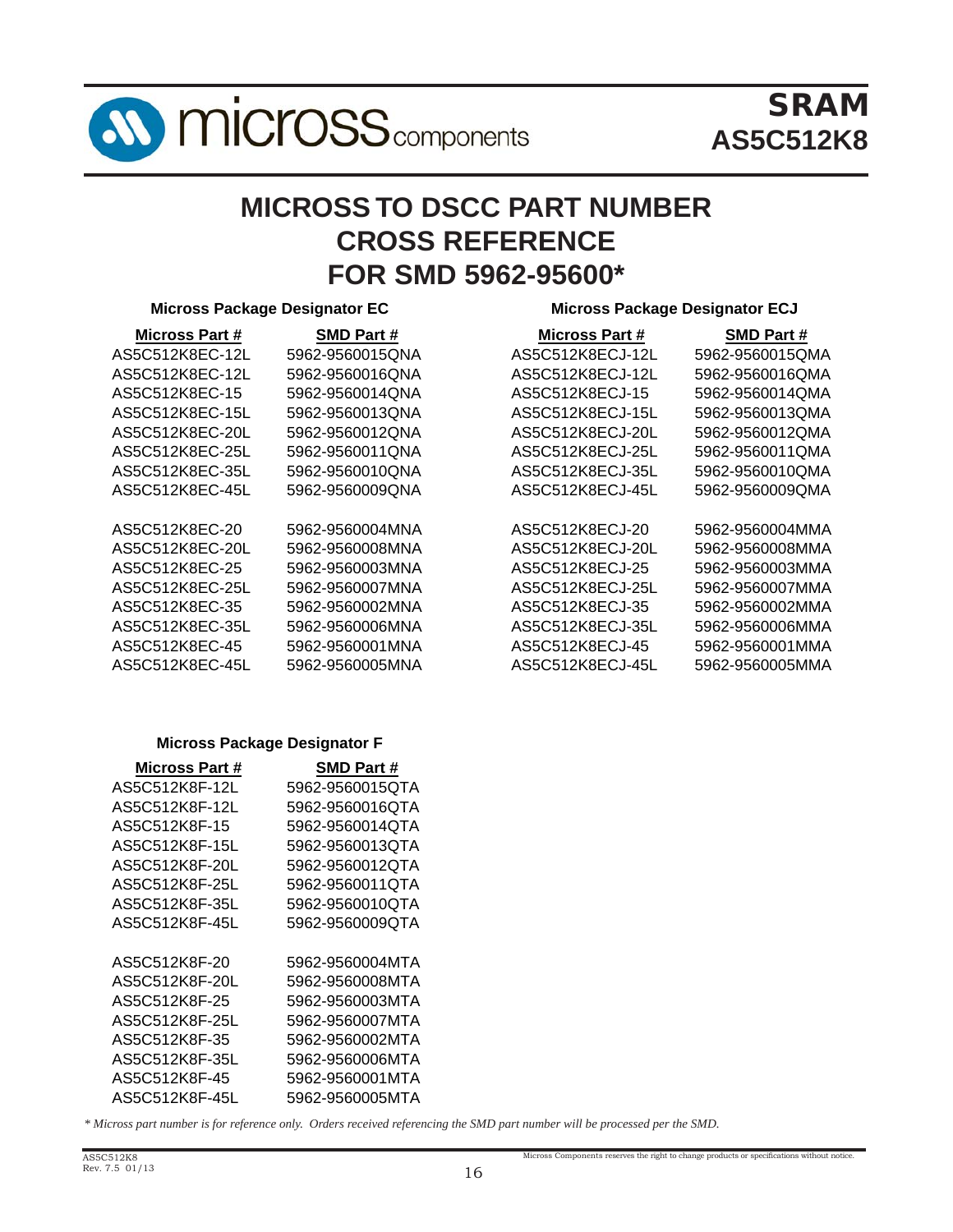# MICROSS TO DSCC PART NUMBER CROSS REFERENCE FOR SMD 5962-95600*

### Micross Package Designator EC

| Micross Part # | SMD Part # |
|---|---|
| AS5C512K8EC-12L | 5962-9560015QNA |
| AS5C512K8EC-12L | 5962-9560016QNA |
| AS5C512K8EC-15 | 5962-9560014QNA |
| AS5C512K8EC-15L | 5962-9560013QNA |
| AS5C512K8EC-20L | 5962-9560012QNA |
| AS5C512K8EC-25L | 5962-9560011QNA |
| AS5C512K8EC-35L | 5962-9560010QNA |
| AS5C512K8EC-45L | 5962-9560009QNA |
| | |
| AS5C512K8EC-20 | 5962-9560004MNA |
| AS5C512K8EC-20L | 5962-9560008MNA |
| AS5C512K8EC-25 | 5962-9560003MNA |
| AS5C512K8EC-25L | 5962-9560007MNA |
| AS5C512K8EC-35 | 5962-9560002MNA |
| AS5C512K8EC-35L | 5962-9560006MNA |
| AS5C512K8EC-45 | 5962-9560001MNA |
| AS5C512K8EC-45L | 5962-9560005MNA |

### Micross Package Designator ECJ

| Micross Part # | SMD Part # |
|---|---|
| AS5C512K8ECJ-12L | 5962-9560015QMA |
| AS5C512K8ECJ-12L | 5962-9560016QMA |
| AS5C512K8ECJ-15 | 5962-9560014QMA |
| AS5C512K8ECJ-15L | 5962-9560013QMA |
| AS5C512K8ECJ-20L | 5962-9560012QMA |
| AS5C512K8ECJ-25L | 5962-9560011QMA |
| AS5C512K8ECJ-35L | 5962-9560010QMA |
| AS5C512K8ECJ-45L | 5962-9560009QMA |
| | |
| AS5C512K8ECJ-20 | 5962-9560004MMA |
| AS5C512K8ECJ-20L | 5962-9560008MMA |
| AS5C512K8ECJ-25 | 5962-9560003MMA |
| AS5C512K8ECJ-25L | 5962-9560007MMA |
| AS5C512K8ECJ-35 | 5962-9560002MMA |
| AS5C512K8ECJ-35L | 5962-9560006MMA |
| AS5C512K8ECJ-45 | 5962-9560001MMA |
| AS5C512K8ECJ-45L | 5962-9560005MMA |

### Micross Package Designator F

| Micross Part # | SMD Part # |
|---|---|
| AS5C512K8F-12L | 5962-9560015QTA |
| AS5C512K8F-12L | 5962-9560016QTA |
| AS5C512K8F-15 | 5962-9560014QTA |
| AS5C512K8F-15L | 5962-9560013QTA |
| AS5C512K8F-20L | 5962-9560012QTA |
| AS5C512K8F-25L | 5962-9560011QTA |
| AS5C512K8F-35L | 5962-9560010QTA |
| AS5C512K8F-45L | 5962-9560009QTA |
| | |
| AS5C512K8F-20 | 5962-9560004MTA |
| AS5C512K8F-20L | 5962-9560008MTA |
| AS5C512K8F-25 | 5962-9560003MTA |
| AS5C512K8F-25L | 5962-9560007MTA |
| AS5C512K8F-35 | 5962-9560002MTA |
| AS5C512K8F-35L | 5962-9560006MTA |
| AS5C512K8F-45 | 5962-9560001MTA |
| AS5C512K8F-45L | 5962-9560005MTA |

*\* Micross part number is for reference only. Orders received referencing the SMD part number will be processed per the SMD.*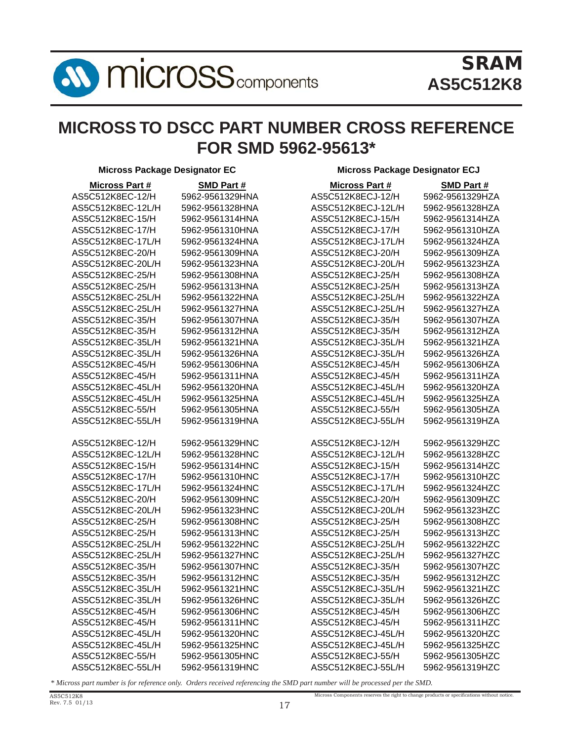# MICROSS TO DSCC PART NUMBER CROSS REFERENCE FOR SMD 5962-95613*

**Micross Package Designator EC**

| Micross Part # | SMD Part # |
|---|---|
| AS5C512K8EC-12/H | 5962-9561329HNA |
| AS5C512K8EC-12L/H | 5962-9561328HNA |
| AS5C512K8EC-15/H | 5962-9561314HNA |
| AS5C512K8EC-17/H | 5962-9561310HNA |
| AS5C512K8EC-17L/H | 5962-9561324HNA |
| AS5C512K8EC-20/H | 5962-9561309HNA |
| AS5C512K8EC-20L/H | 5962-9561323HNA |
| AS5C512K8EC-25/H | 5962-9561308HNA |
| AS5C512K8EC-25/H | 5962-9561313HNA |
| AS5C512K8EC-25L/H | 5962-9561322HNA |
| AS5C512K8EC-25L/H | 5962-9561327HNA |
| AS5C512K8EC-35/H | 5962-9561307HNA |
| AS5C512K8EC-35/H | 5962-9561312HNA |
| AS5C512K8EC-35L/H | 5962-9561321HNA |
| AS5C512K8EC-35L/H | 5962-9561326HNA |
| AS5C512K8EC-45/H | 5962-9561306HNA |
| AS5C512K8EC-45/H | 5962-9561311HNA |
| AS5C512K8EC-45L/H | 5962-9561320HNA |
| AS5C512K8EC-45L/H | 5962-9561325HNA |
| AS5C512K8EC-55/H | 5962-9561305HNA |
| AS5C512K8EC-55L/H | 5962-9561319HNA |
| | |
| AS5C512K8EC-12/H | 5962-9561329HNC |
| AS5C512K8EC-12L/H | 5962-9561328HNC |
| AS5C512K8EC-15/H | 5962-9561314HNC |
| AS5C512K8EC-17/H | 5962-9561310HNC |
| AS5C512K8EC-17L/H | 5962-9561324HNC |
| AS5C512K8EC-20/H | 5962-9561309HNC |
| AS5C512K8EC-20L/H | 5962-9561323HNC |
| AS5C512K8EC-25/H | 5962-9561308HNC |
| AS5C512K8EC-25/H | 5962-9561313HNC |
| AS5C512K8EC-25L/H | 5962-9561322HNC |
| AS5C512K8EC-25L/H | 5962-9561327HNC |
| AS5C512K8EC-35/H | 5962-9561307HNC |
| AS5C512K8EC-35/H | 5962-9561312HNC |
| AS5C512K8EC-35L/H | 5962-9561321HNC |
| AS5C512K8EC-35L/H | 5962-9561326HNC |
| AS5C512K8EC-45/H | 5962-9561306HNC |
| AS5C512K8EC-45/H | 5962-9561311HNC |
| AS5C512K8EC-45L/H | 5962-9561320HNC |
| AS5C512K8EC-45L/H | 5962-9561325HNC |
| AS5C512K8EC-55/H | 5962-9561305HNC |
| AS5C512K8EC-55L/H | 5962-9561319HNC |

**Micross Package Designator ECJ**

| Micross Part # | SMD Part # |
|---|---|
| AS5C512K8ECJ-12/H | 5962-9561329HZA |
| AS5C512K8ECJ-12L/H | 5962-9561328HZA |
| AS5C512K8ECJ-15/H | 5962-9561314HZA |
| AS5C512K8ECJ-17/H | 5962-9561310HZA |
| AS5C512K8ECJ-17L/H | 5962-9561324HZA |
| AS5C512K8ECJ-20/H | 5962-9561309HZA |
| AS5C512K8ECJ-20L/H | 5962-9561323HZA |
| AS5C512K8ECJ-25/H | 5962-9561308HZA |
| AS5C512K8ECJ-25/H | 5962-9561313HZA |
| AS5C512K8ECJ-25L/H | 5962-9561322HZA |
| AS5C512K8ECJ-25L/H | 5962-9561327HZA |
| AS5C512K8ECJ-35/H | 5962-9561307HZA |
| AS5C512K8ECJ-35/H | 5962-9561312HZA |
| AS5C512K8ECJ-35L/H | 5962-9561321HZA |
| AS5C512K8ECJ-35L/H | 5962-9561326HZA |
| AS5C512K8ECJ-45/H | 5962-9561306HZA |
| AS5C512K8ECJ-45/H | 5962-9561311HZA |
| AS5C512K8ECJ-45L/H | 5962-9561320HZA |
| AS5C512K8ECJ-45L/H | 5962-9561325HZA |
| AS5C512K8ECJ-55/H | 5962-9561305HZA |
| AS5C512K8ECJ-55L/H | 5962-9561319HZA |
| | |
| AS5C512K8ECJ-12/H | 5962-9561329HZC |
| AS5C512K8ECJ-12L/H | 5962-9561328HZC |
| AS5C512K8ECJ-15/H | 5962-9561314HZC |
| AS5C512K8ECJ-17/H | 5962-9561310HZC |
| AS5C512K8ECJ-17L/H | 5962-9561324HZC |
| AS5C512K8ECJ-20/H | 5962-9561309HZC |
| AS5C512K8ECJ-20L/H | 5962-9561323HZC |
| AS5C512K8ECJ-25/H | 5962-9561308HZC |
| AS5C512K8ECJ-25/H | 5962-9561313HZC |
| AS5C512K8ECJ-25L/H | 5962-9561322HZC |
| AS5C512K8ECJ-25L/H | 5962-9561327HZC |
| AS5C512K8ECJ-35/H | 5962-9561307HZC |
| AS5C512K8ECJ-35/H | 5962-9561312HZC |
| AS5C512K8ECJ-35L/H | 5962-9561321HZC |
| AS5C512K8ECJ-35L/H | 5962-9561326HZC |
| AS5C512K8ECJ-45/H | 5962-9561306HZC |
| AS5C512K8ECJ-45/H | 5962-9561311HZC |
| AS5C512K8ECJ-45L/H | 5962-9561320HZC |
| AS5C512K8ECJ-45L/H | 5962-9561325HZC |
| AS5C512K8ECJ-55/H | 5962-9561305HZC |
| AS5C512K8ECJ-55L/H | 5962-9561319HZC |

*\* Micross part number is for reference only. Orders received referencing the SMD part number will be processed per the SMD.*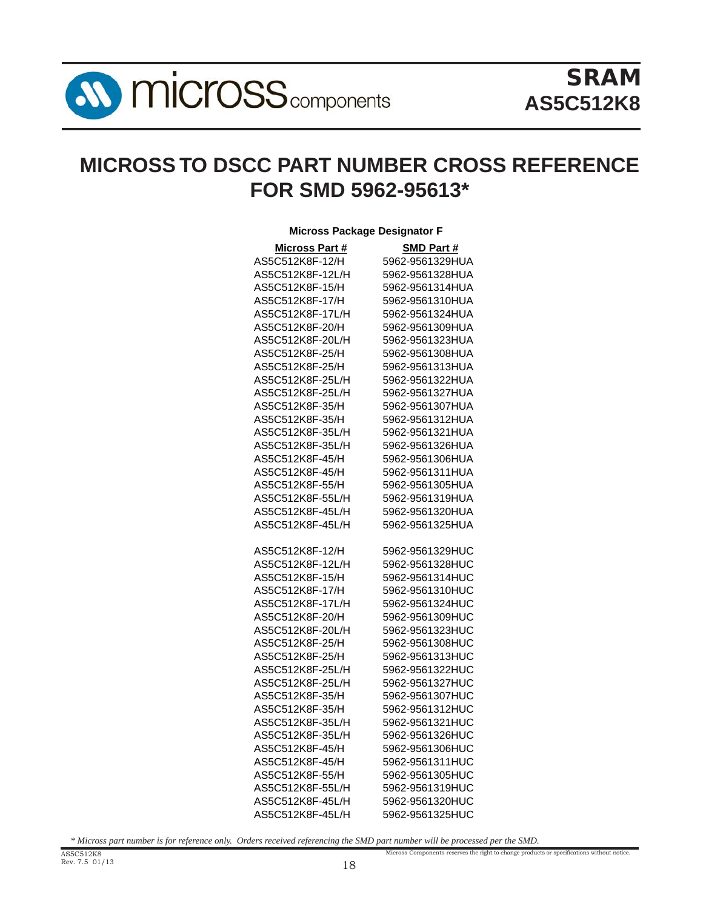# MICROSS TO DSCC PART NUMBER CROSS REFERENCE FOR SMD 5962-95613*

**Micross Package Designator F**

| Micross Part # | SMD Part # |
|---|---|
| AS5C512K8F-12/H | 5962-9561329HUA |
| AS5C512K8F-12L/H | 5962-9561328HUA |
| AS5C512K8F-15/H | 5962-9561314HUA |
| AS5C512K8F-17/H | 5962-9561310HUA |
| AS5C512K8F-17L/H | 5962-9561324HUA |
| AS5C512K8F-20/H | 5962-9561309HUA |
| AS5C512K8F-20L/H | 5962-9561323HUA |
| AS5C512K8F-25/H | 5962-9561308HUA |
| AS5C512K8F-25/H | 5962-9561313HUA |
| AS5C512K8F-25L/H | 5962-9561322HUA |
| AS5C512K8F-25L/H | 5962-9561327HUA |
| AS5C512K8F-35/H | 5962-9561307HUA |
| AS5C512K8F-35/H | 5962-9561312HUA |
| AS5C512K8F-35L/H | 5962-9561321HUA |
| AS5C512K8F-35L/H | 5962-9561326HUA |
| AS5C512K8F-45/H | 5962-9561306HUA |
| AS5C512K8F-45/H | 5962-9561311HUA |
| AS5C512K8F-55/H | 5962-9561305HUA |
| AS5C512K8F-55L/H | 5962-9561319HUA |
| AS5C512K8F-45L/H | 5962-9561320HUA |
| AS5C512K8F-45L/H | 5962-9561325HUA |
| | |
| AS5C512K8F-12/H | 5962-9561329HUC |
| AS5C512K8F-12L/H | 5962-9561328HUC |
| AS5C512K8F-15/H | 5962-9561314HUC |
| AS5C512K8F-17/H | 5962-9561310HUC |
| AS5C512K8F-17L/H | 5962-9561324HUC |
| AS5C512K8F-20/H | 5962-9561309HUC |
| AS5C512K8F-20L/H | 5962-9561323HUC |
| AS5C512K8F-25/H | 5962-9561308HUC |
| AS5C512K8F-25/H | 5962-9561313HUC |
| AS5C512K8F-25L/H | 5962-9561322HUC |
| AS5C512K8F-25L/H | 5962-9561327HUC |
| AS5C512K8F-35/H | 5962-9561307HUC |
| AS5C512K8F-35/H | 5962-9561312HUC |
| AS5C512K8F-35L/H | 5962-9561321HUC |
| AS5C512K8F-35L/H | 5962-9561326HUC |
| AS5C512K8F-45/H | 5962-9561306HUC |
| AS5C512K8F-45/H | 5962-9561311HUC |
| AS5C512K8F-55/H | 5962-9561305HUC |
| AS5C512K8F-55L/H | 5962-9561319HUC |
| AS5C512K8F-45L/H | 5962-9561320HUC |
| AS5C512K8F-45L/H | 5962-9561325HUC |

*\* Micross part number is for reference only. Orders received referencing the SMD part number will be processed per the SMD.*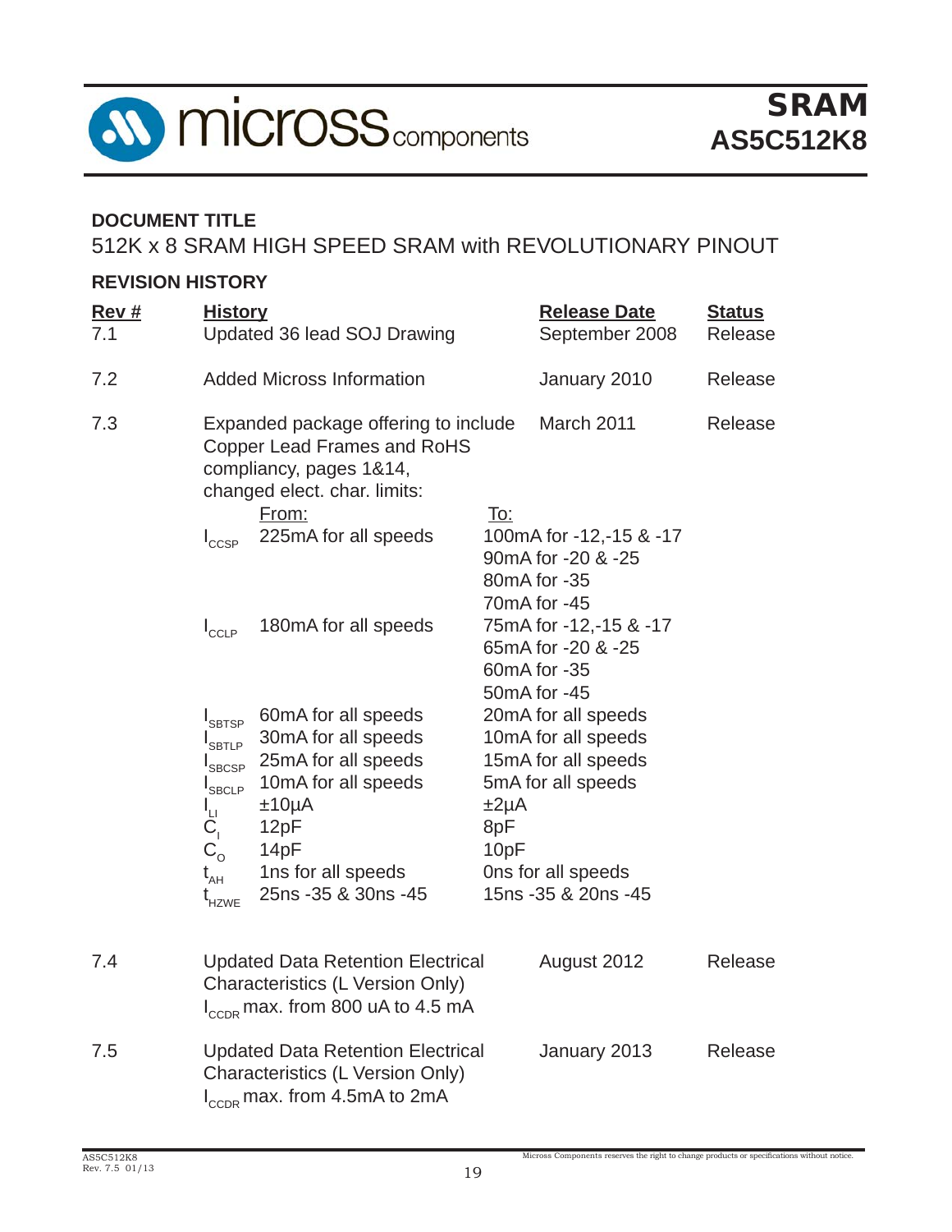**DOCUMENT TITLE**

512K x 8 SRAM HIGH SPEED SRAM with REVOLUTIONARY PINOUT

**REVISION HISTORY**

| Rev # | History | Release Date | Status |
|---|---|---|---|
| 7.1 | Updated 36 lead SOJ Drawing | September 2008 | Release |
| 7.2 | Added Micross Information | January 2010 | Release |
| 7.3 | Expanded package offering to include Copper Lead Frames and RoHS compliancy, pages 1&14, changed elect. char. limits: | March 2011 | Release |
| 7.4 | Updated Data Retention Electrical Characteristics (L Version Only) $I_{CCDR}$ max. from 800 uA to 4.5 mA | August 2012 | Release |
| 7.5 | Updated Data Retention Electrical Characteristics (L Version Only) $I_{CCDR}$ max. from 4.5mA to 2mA | January 2013 | Release |

Rev 7.3 changed elect. char. limits:

| | From: | To: |
|---|---|---|
| $I_{CCSP}$ | 225mA for all speeds | 100mA for -12,-15 & -17<br>90mA for -20 & -25<br>80mA for -35<br>70mA for -45 |
| $I_{CCLP}$ | 180mA for all speeds | 75mA for -12,-15 & -17<br>65mA for -20 & -25<br>60mA for -35<br>50mA for -45 |
| $I_{SBTSP}$ | 60mA for all speeds | 20mA for all speeds |
| $I_{SBTLP}$ | 30mA for all speeds | 10mA for all speeds |
| $I_{SBCSP}$ | 25mA for all speeds | 15mA for all speeds |
| $I_{SBCLP}$ | 10mA for all speeds | 5mA for all speeds |
| $I_{LI}$ | ±10µA | ±2µA |
| $C_I$ | 12pF | 8pF |
| $C_O$ | 14pF | 10pF |
| $t_{AH}$ | 1ns for all speeds | 0ns for all speeds |
| $t_{HZWE}$ | 25ns -35 & 30ns -45 | 15ns -35 & 20ns -45 |